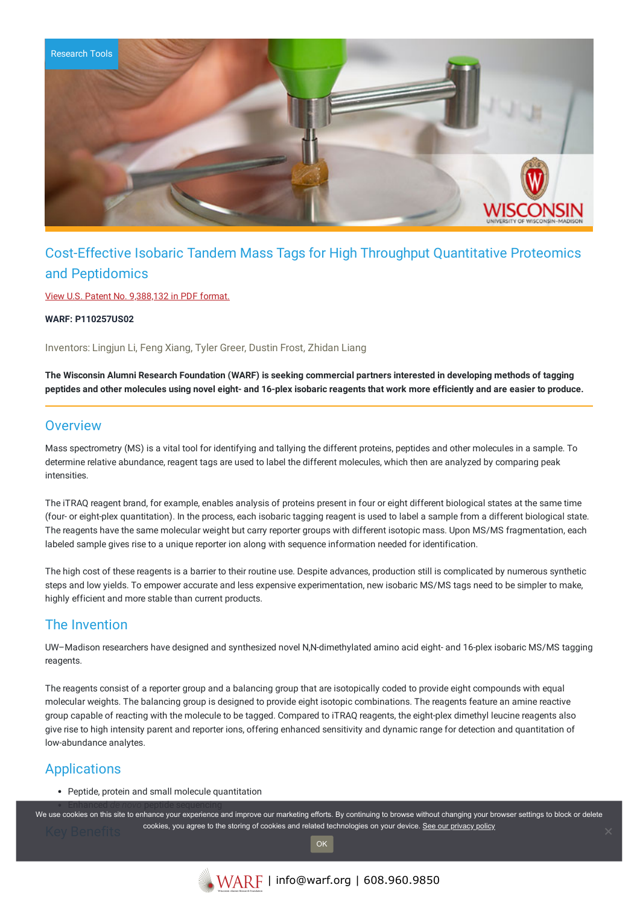Research Tools

# Cost-Effective Isobaric Tandem Mass Tags for High Throughput Quantitative Proteomics and Peptidomics

View U.S. Patent No. 9,388,132 in PDF format.

**WARF: P110257US02**

Inventors: Lingjun Li, Feng Xiang, Tyler Greer, Dustin Frost, Zhidan Liang

**The Wisconsin Alumni Research Foundation (WARF) is seeking commercial partners interested in developing methods of tagging peptides and other molecules using novel eight- and 16-plex isobaric reagents that work more efficiently and are easier to produce.**

## Overview

Mass spectrometry (MS) is a vital tool for identifying and tallying the different proteins, peptides and other molecules in a sample. To determine relative abundance, reagent tags are used to label the different molecules, which then are analyzed by comparing peak intensities.

The iTRAQ reagent brand, for example, enables analysis of proteins present in four or eight different biological states at the same time (four- or eight-plex quantitation). In the process, each isobaric tagging reagent is used to label a sample from a different biological state. The reagents have the same molecular weight but carry reporter groups with different isotopic mass. Upon MS/MS fragmentation, each labeled sample gives rise to a unique reporter ion along with sequence information needed for identification.

The high cost of these reagents is a barrier to their routine use. Despite advances, production still is complicated by numerous synthetic steps and low yields. To empower accurate and less expensive experimentation, new isobaric MS/MS tags need to be simpler to make, highly efficient and more stable than current products.

## The Invention

UW–Madison researchers have designed and synthesized novel N,N-dimethylated amino acid eight- and 16-plex isobaric MS/MS tagging reagents.

The reagents consist of a reporter group and a balancing group that are isotopically coded to provide eight compounds with equal molecular weights. The balancing group is designed to provide eight isotopic combinations. The reagents feature an amine reactive group capable of reacting with the molecule to be tagged. Compared to iTRAQ reagents, the eight-plex dimethyl leucine reagents also give rise to high intensity parent and reporter ions, offering enhanced sensitivity and dynamic range for detection and quantitation of low-abundance analytes.

## Applications

- Peptide, protein and small molecule quantitation
- Enhanced *de novo* peptide sequencing

## Key Benefits

We use cookies on this site to enhance your experience and improve our marketing efforts. By continuing to browse without changing your browser settings to block or delete cookies, you agree to the storing of cookies and related technologies on your device. See our privacy policy

OK

WARF | info@warf.org | 608.960.9850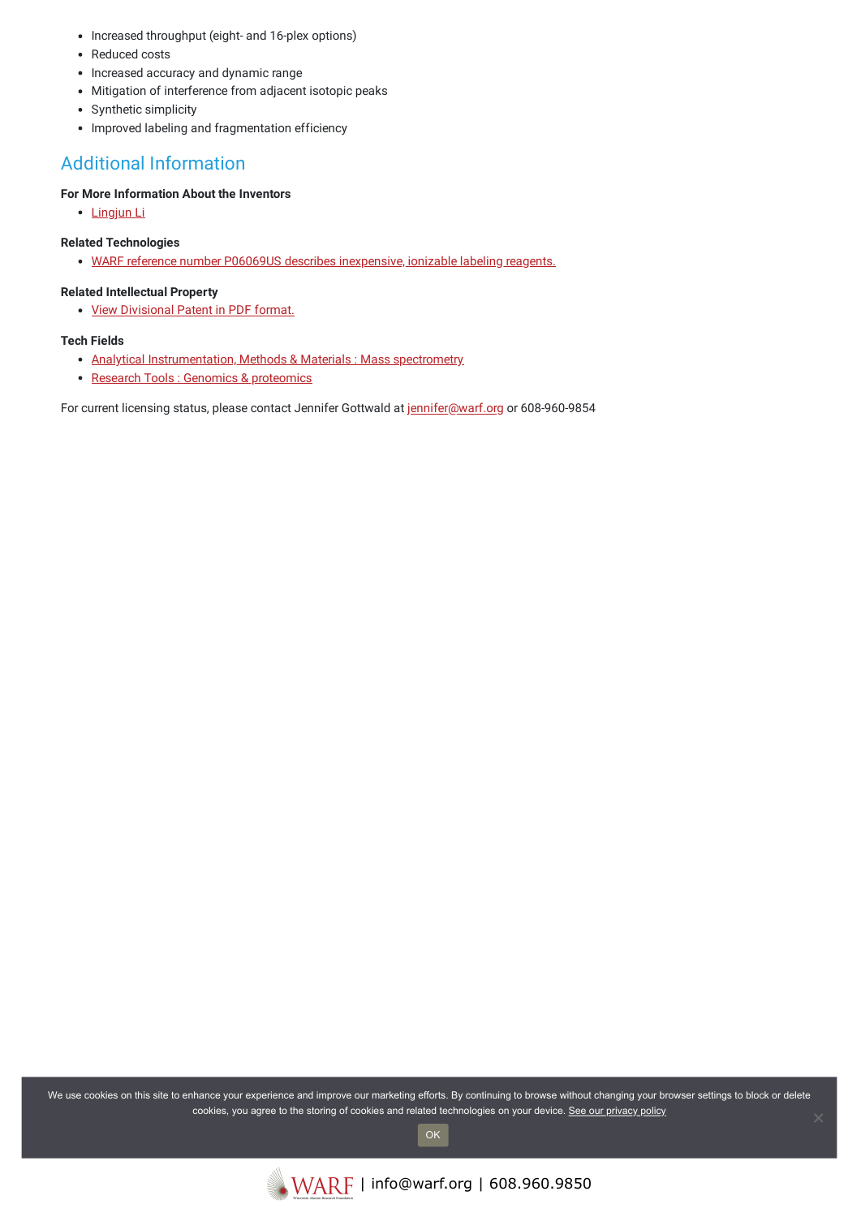- Increased throughput (eight- and 16-plex options)
- Reduced costs
- Increased accuracy and dynamic range
- Mitigation of interference from adjacent isotopic peaks
- Synthetic simplicity
- Improved labeling and fragmentation efficiency

## Additional Information

**For More Information About the Inventors**

- Lingjun Li

**Related Technologies**

- WARF reference number P06069US describes inexpensive, ionizable labeling reagents.

**Related Intellectual Property**

- View Divisional Patent in PDF format.

**Tech Fields**

- Analytical Instrumentation, Methods & Materials : Mass spectrometry
- Research Tools : Genomics & proteomics

For current licensing status, please contact Jennifer Gottwald at jennifer@warf.org or 608-960-9854